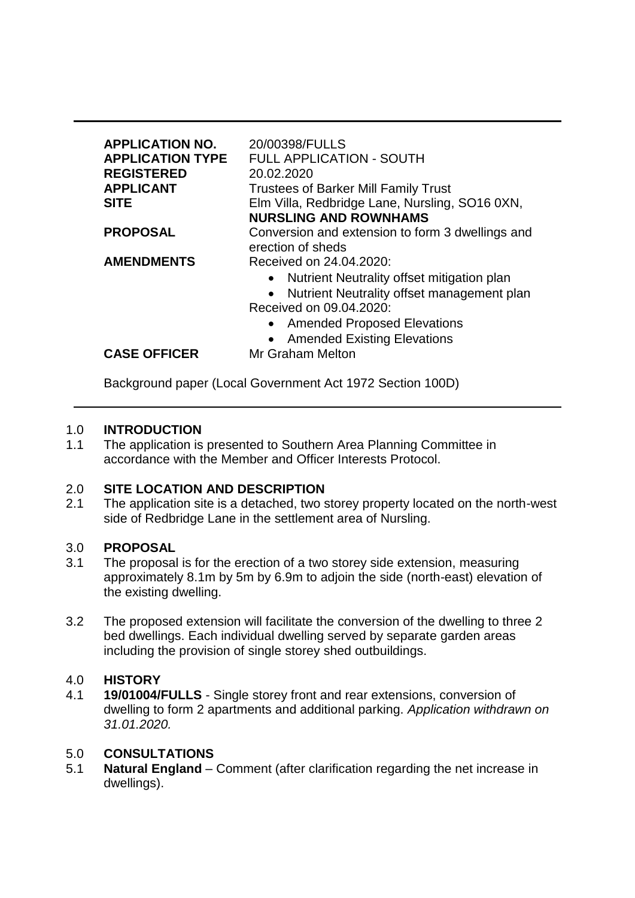| | |
|---|---|
| **APPLICATION NO.** | 20/00398/FULLS |
| **APPLICATION TYPE** | FULL APPLICATION - SOUTH |
| **REGISTERED** | 20.02.2020 |
| **APPLICANT** | Trustees of Barker Mill Family Trust |
| **SITE** | Elm Villa, Redbridge Lane, Nursling, SO16 0XN, **NURSLING AND ROWNHAMS** |
| **PROPOSAL** | Conversion and extension to form 3 dwellings and erection of sheds |
| **AMENDMENTS** | Received on 24.04.2020:<br>• Nutrient Neutrality offset mitigation plan<br>• Nutrient Neutrality offset management plan<br>Received on 09.04.2020:<br>• Amended Proposed Elevations<br>• Amended Existing Elevations |
| **CASE OFFICER** | Mr Graham Melton |

Background paper (Local Government Act 1972 Section 100D)

## 1.0 INTRODUCTION

1.1 The application is presented to Southern Area Planning Committee in accordance with the Member and Officer Interests Protocol.

## 2.0 SITE LOCATION AND DESCRIPTION

2.1 The application site is a detached, two storey property located on the north-west side of Redbridge Lane in the settlement area of Nursling.

## 3.0 PROPOSAL

3.1 The proposal is for the erection of a two storey side extension, measuring approximately 8.1m by 5m by 6.9m to adjoin the side (north-east) elevation of the existing dwelling.

3.2 The proposed extension will facilitate the conversion of the dwelling to three 2 bed dwellings. Each individual dwelling served by separate garden areas including the provision of single storey shed outbuildings.

## 4.0 HISTORY

4.1 **19/01004/FULLS** - Single storey front and rear extensions, conversion of dwelling to form 2 apartments and additional parking. *Application withdrawn on 31.01.2020.*

## 5.0 CONSULTATIONS

5.1 **Natural England** – Comment (after clarification regarding the net increase in dwellings).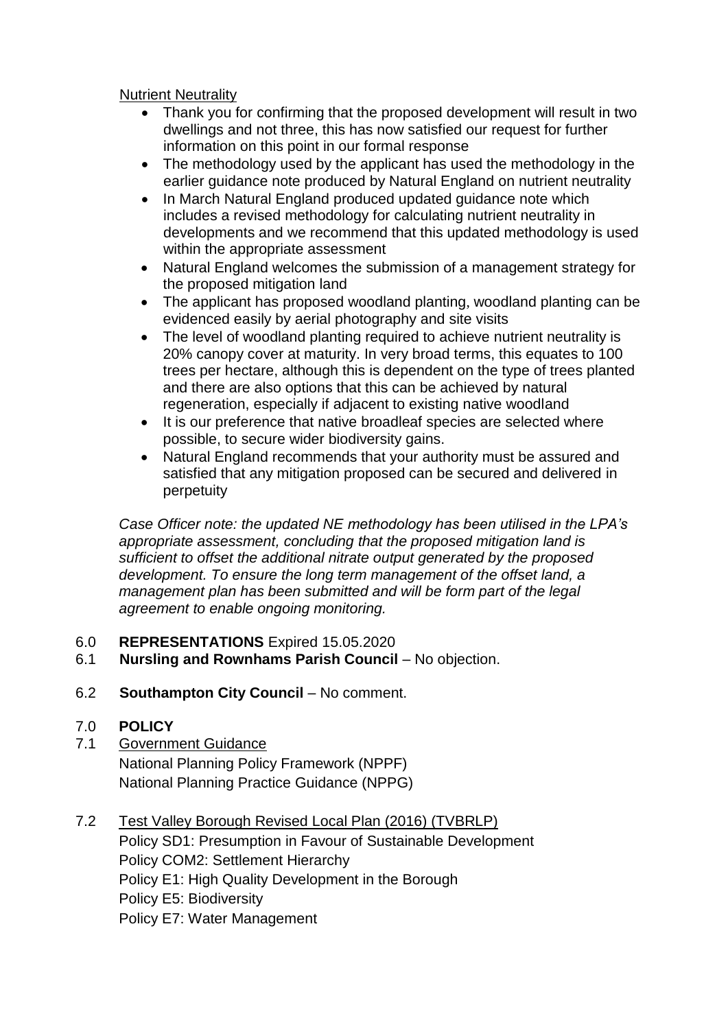Nutrient Neutrality

- Thank you for confirming that the proposed development will result in two dwellings and not three, this has now satisfied our request for further information on this point in our formal response
- The methodology used by the applicant has used the methodology in the earlier guidance note produced by Natural England on nutrient neutrality
- In March Natural England produced updated guidance note which includes a revised methodology for calculating nutrient neutrality in developments and we recommend that this updated methodology is used within the appropriate assessment
- Natural England welcomes the submission of a management strategy for the proposed mitigation land
- The applicant has proposed woodland planting, woodland planting can be evidenced easily by aerial photography and site visits
- The level of woodland planting required to achieve nutrient neutrality is 20% canopy cover at maturity. In very broad terms, this equates to 100 trees per hectare, although this is dependent on the type of trees planted and there are also options that this can be achieved by natural regeneration, especially if adjacent to existing native woodland
- It is our preference that native broadleaf species are selected where possible, to secure wider biodiversity gains.
- Natural England recommends that your authority must be assured and satisfied that any mitigation proposed can be secured and delivered in perpetuity

*Case Officer note: the updated NE methodology has been utilised in the LPA's appropriate assessment, concluding that the proposed mitigation land is sufficient to offset the additional nitrate output generated by the proposed development. To ensure the long term management of the offset land, a management plan has been submitted and will be form part of the legal agreement to enable ongoing monitoring.*

## 6.0 REPRESENTATIONS Expired 15.05.2020

6.1 **Nursling and Rownhams Parish Council** – No objection.

6.2 **Southampton City Council** – No comment.

## 7.0 POLICY

7.1 Government Guidance

National Planning Policy Framework (NPPF)
National Planning Practice Guidance (NPPG)

7.2 Test Valley Borough Revised Local Plan (2016) (TVBRLP)

Policy SD1: Presumption in Favour of Sustainable Development
Policy COM2: Settlement Hierarchy
Policy E1: High Quality Development in the Borough
Policy E5: Biodiversity
Policy E7: Water Management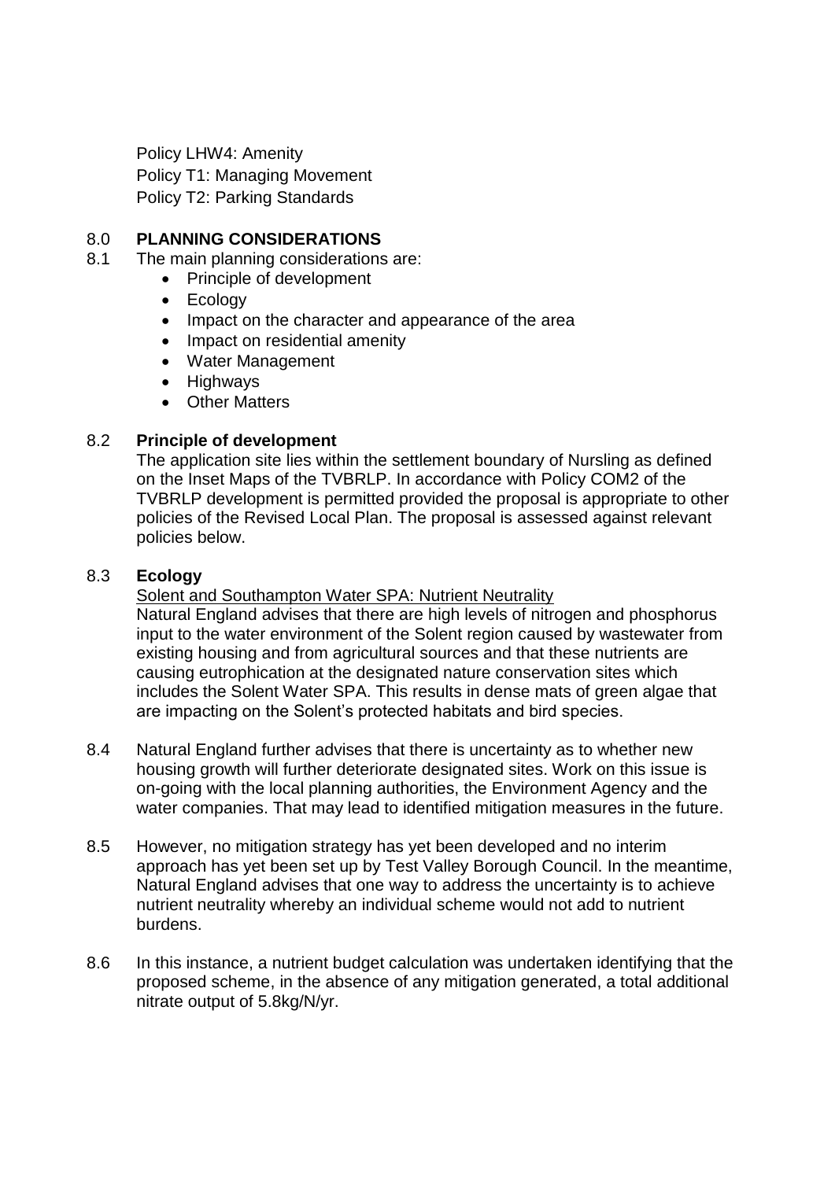Policy LHW4: Amenity
Policy T1: Managing Movement
Policy T2: Parking Standards

## 8.0 PLANNING CONSIDERATIONS

8.1 The main planning considerations are:

- Principle of development
- Ecology
- Impact on the character and appearance of the area
- Impact on residential amenity
- Water Management
- Highways
- Other Matters

### 8.2 Principle of development

The application site lies within the settlement boundary of Nursling as defined on the Inset Maps of the TVBRLP. In accordance with Policy COM2 of the TVBRLP development is permitted provided the proposal is appropriate to other policies of the Revised Local Plan. The proposal is assessed against relevant policies below.

### 8.3 Ecology

Solent and Southampton Water SPA: Nutrient Neutrality

Natural England advises that there are high levels of nitrogen and phosphorus input to the water environment of the Solent region caused by wastewater from existing housing and from agricultural sources and that these nutrients are causing eutrophication at the designated nature conservation sites which includes the Solent Water SPA. This results in dense mats of green algae that are impacting on the Solent's protected habitats and bird species.

8.4 Natural England further advises that there is uncertainty as to whether new housing growth will further deteriorate designated sites. Work on this issue is on-going with the local planning authorities, the Environment Agency and the water companies. That may lead to identified mitigation measures in the future.

8.5 However, no mitigation strategy has yet been developed and no interim approach has yet been set up by Test Valley Borough Council. In the meantime, Natural England advises that one way to address the uncertainty is to achieve nutrient neutrality whereby an individual scheme would not add to nutrient burdens.

8.6 In this instance, a nutrient budget calculation was undertaken identifying that the proposed scheme, in the absence of any mitigation generated, a total additional nitrate output of 5.8kg/N/yr.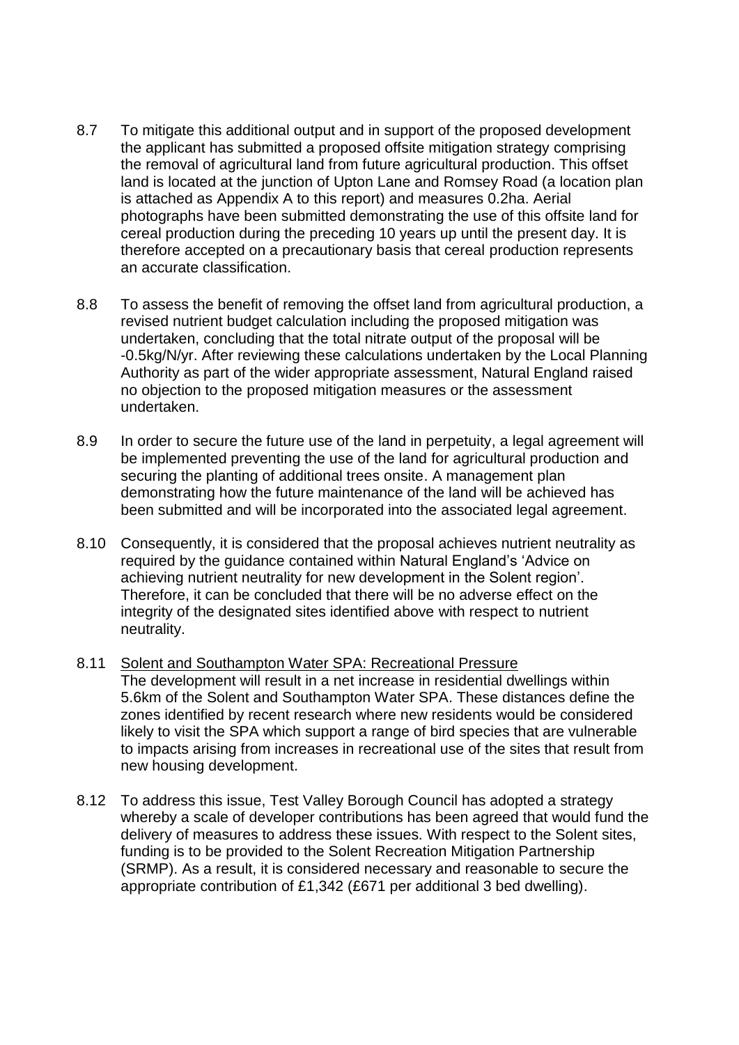8.7 To mitigate this additional output and in support of the proposed development the applicant has submitted a proposed offsite mitigation strategy comprising the removal of agricultural land from future agricultural production. This offset land is located at the junction of Upton Lane and Romsey Road (a location plan is attached as Appendix A to this report) and measures 0.2ha. Aerial photographs have been submitted demonstrating the use of this offsite land for cereal production during the preceding 10 years up until the present day. It is therefore accepted on a precautionary basis that cereal production represents an accurate classification.

8.8 To assess the benefit of removing the offset land from agricultural production, a revised nutrient budget calculation including the proposed mitigation was undertaken, concluding that the total nitrate output of the proposal will be -0.5kg/N/yr. After reviewing these calculations undertaken by the Local Planning Authority as part of the wider appropriate assessment, Natural England raised no objection to the proposed mitigation measures or the assessment undertaken.

8.9 In order to secure the future use of the land in perpetuity, a legal agreement will be implemented preventing the use of the land for agricultural production and securing the planting of additional trees onsite. A management plan demonstrating how the future maintenance of the land will be achieved has been submitted and will be incorporated into the associated legal agreement.

8.10 Consequently, it is considered that the proposal achieves nutrient neutrality as required by the guidance contained within Natural England's 'Advice on achieving nutrient neutrality for new development in the Solent region'. Therefore, it can be concluded that there will be no adverse effect on the integrity of the designated sites identified above with respect to nutrient neutrality.

8.11 <u>Solent and Southampton Water SPA: Recreational Pressure</u>
The development will result in a net increase in residential dwellings within 5.6km of the Solent and Southampton Water SPA. These distances define the zones identified by recent research where new residents would be considered likely to visit the SPA which support a range of bird species that are vulnerable to impacts arising from increases in recreational use of the sites that result from new housing development.

8.12 To address this issue, Test Valley Borough Council has adopted a strategy whereby a scale of developer contributions has been agreed that would fund the delivery of measures to address these issues. With respect to the Solent sites, funding is to be provided to the Solent Recreation Mitigation Partnership (SRMP). As a result, it is considered necessary and reasonable to secure the appropriate contribution of £1,342 (£671 per additional 3 bed dwelling).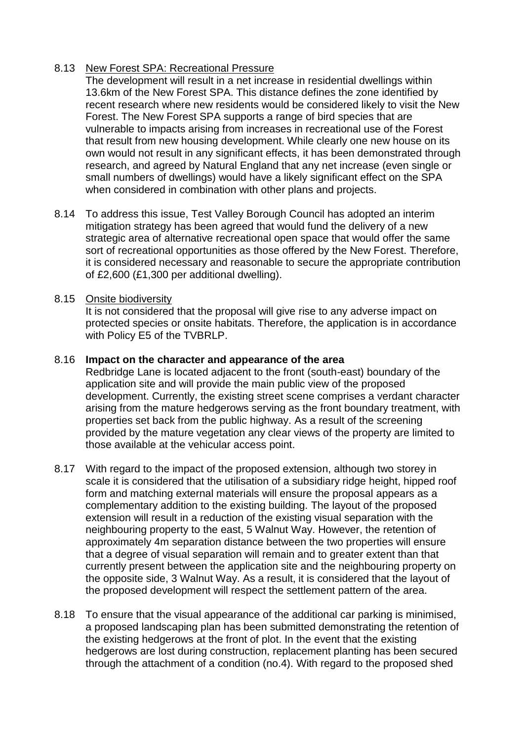8.13 <u>New Forest SPA: Recreational Pressure</u>

The development will result in a net increase in residential dwellings within 13.6km of the New Forest SPA. This distance defines the zone identified by recent research where new residents would be considered likely to visit the New Forest. The New Forest SPA supports a range of bird species that are vulnerable to impacts arising from increases in recreational use of the Forest that result from new housing development. While clearly one new house on its own would not result in any significant effects, it has been demonstrated through research, and agreed by Natural England that any net increase (even single or small numbers of dwellings) would have a likely significant effect on the SPA when considered in combination with other plans and projects.

8.14 To address this issue, Test Valley Borough Council has adopted an interim mitigation strategy has been agreed that would fund the delivery of a new strategic area of alternative recreational open space that would offer the same sort of recreational opportunities as those offered by the New Forest. Therefore, it is considered necessary and reasonable to secure the appropriate contribution of £2,600 (£1,300 per additional dwelling).

8.15 <u>Onsite biodiversity</u>

It is not considered that the proposal will give rise to any adverse impact on protected species or onsite habitats. Therefore, the application is in accordance with Policy E5 of the TVBRLP.

8.16 **Impact on the character and appearance of the area**

Redbridge Lane is located adjacent to the front (south-east) boundary of the application site and will provide the main public view of the proposed development. Currently, the existing street scene comprises a verdant character arising from the mature hedgerows serving as the front boundary treatment, with properties set back from the public highway. As a result of the screening provided by the mature vegetation any clear views of the property are limited to those available at the vehicular access point.

8.17 With regard to the impact of the proposed extension, although two storey in scale it is considered that the utilisation of a subsidiary ridge height, hipped roof form and matching external materials will ensure the proposal appears as a complementary addition to the existing building. The layout of the proposed extension will result in a reduction of the existing visual separation with the neighbouring property to the east, 5 Walnut Way. However, the retention of approximately 4m separation distance between the two properties will ensure that a degree of visual separation will remain and to greater extent than that currently present between the application site and the neighbouring property on the opposite side, 3 Walnut Way. As a result, it is considered that the layout of the proposed development will respect the settlement pattern of the area.

8.18 To ensure that the visual appearance of the additional car parking is minimised, a proposed landscaping plan has been submitted demonstrating the retention of the existing hedgerows at the front of plot. In the event that the existing hedgerows are lost during construction, replacement planting has been secured through the attachment of a condition (no.4). With regard to the proposed shed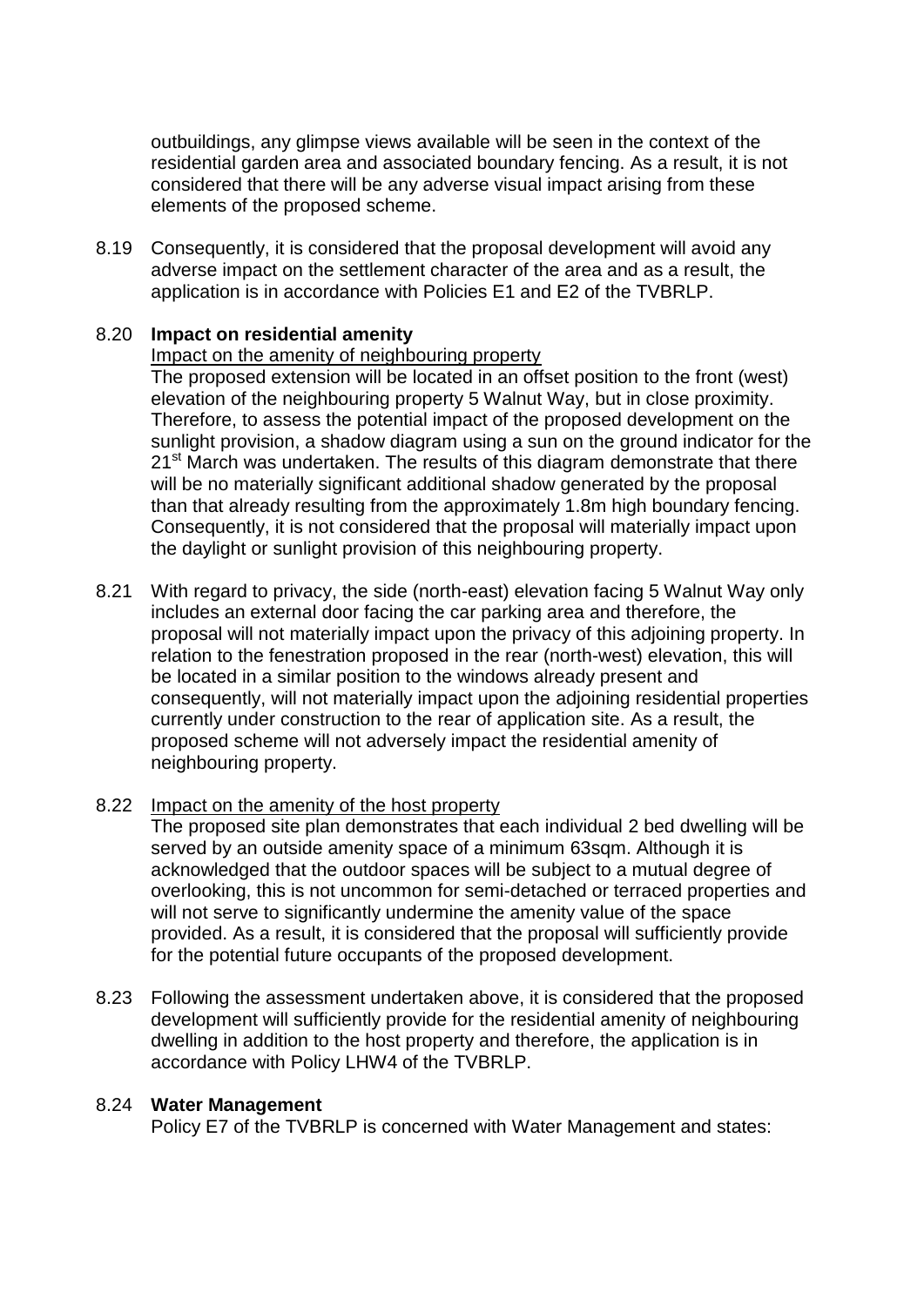outbuildings, any glimpse views available will be seen in the context of the residential garden area and associated boundary fencing. As a result, it is not considered that there will be any adverse visual impact arising from these elements of the proposed scheme.

8.19 Consequently, it is considered that the proposal development will avoid any adverse impact on the settlement character of the area and as a result, the application is in accordance with Policies E1 and E2 of the TVBRLP.

8.20 **Impact on residential amenity**

Impact on the amenity of neighbouring property

The proposed extension will be located in an offset position to the front (west) elevation of the neighbouring property 5 Walnut Way, but in close proximity. Therefore, to assess the potential impact of the proposed development on the sunlight provision, a shadow diagram using a sun on the ground indicator for the 21st March was undertaken. The results of this diagram demonstrate that there will be no materially significant additional shadow generated by the proposal than that already resulting from the approximately 1.8m high boundary fencing. Consequently, it is not considered that the proposal will materially impact upon the daylight or sunlight provision of this neighbouring property.

8.21 With regard to privacy, the side (north-east) elevation facing 5 Walnut Way only includes an external door facing the car parking area and therefore, the proposal will not materially impact upon the privacy of this adjoining property. In relation to the fenestration proposed in the rear (north-west) elevation, this will be located in a similar position to the windows already present and consequently, will not materially impact upon the adjoining residential properties currently under construction to the rear of application site. As a result, the proposed scheme will not adversely impact the residential amenity of neighbouring property.

8.22 Impact on the amenity of the host property

The proposed site plan demonstrates that each individual 2 bed dwelling will be served by an outside amenity space of a minimum 63sqm. Although it is acknowledged that the outdoor spaces will be subject to a mutual degree of overlooking, this is not uncommon for semi-detached or terraced properties and will not serve to significantly undermine the amenity value of the space provided. As a result, it is considered that the proposal will sufficiently provide for the potential future occupants of the proposed development.

8.23 Following the assessment undertaken above, it is considered that the proposed development will sufficiently provide for the residential amenity of neighbouring dwelling in addition to the host property and therefore, the application is in accordance with Policy LHW4 of the TVBRLP.

8.24 **Water Management**

Policy E7 of the TVBRLP is concerned with Water Management and states: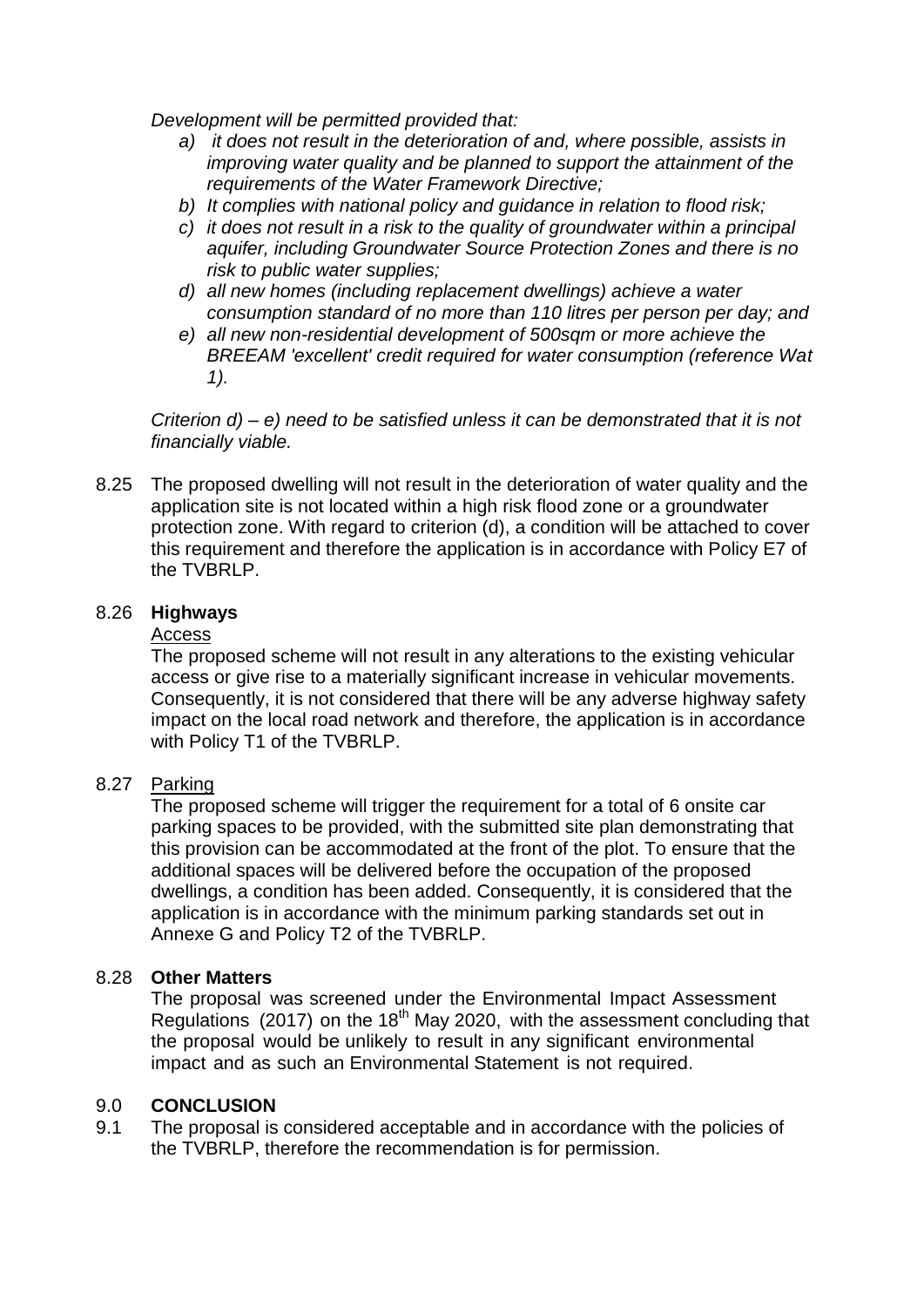*Development will be permitted provided that:*

- *a) it does not result in the deterioration of and, where possible, assists in improving water quality and be planned to support the attainment of the requirements of the Water Framework Directive;*
- *b) It complies with national policy and guidance in relation to flood risk;*
- *c) it does not result in a risk to the quality of groundwater within a principal aquifer, including Groundwater Source Protection Zones and there is no risk to public water supplies;*
- *d) all new homes (including replacement dwellings) achieve a water consumption standard of no more than 110 litres per person per day; and*
- *e) all new non-residential development of 500sqm or more achieve the BREEAM 'excellent' credit required for water consumption (reference Wat 1).*

*Criterion d) – e) need to be satisfied unless it can be demonstrated that it is not financially viable.*

8.25 The proposed dwelling will not result in the deterioration of water quality and the application site is not located within a high risk flood zone or a groundwater protection zone. With regard to criterion (d), a condition will be attached to cover this requirement and therefore the application is in accordance with Policy E7 of the TVBRLP.

8.26 **Highways**

Access

The proposed scheme will not result in any alterations to the existing vehicular access or give rise to a materially significant increase in vehicular movements. Consequently, it is not considered that there will be any adverse highway safety impact on the local road network and therefore, the application is in accordance with Policy T1 of the TVBRLP.

8.27 Parking

The proposed scheme will trigger the requirement for a total of 6 onsite car parking spaces to be provided, with the submitted site plan demonstrating that this provision can be accommodated at the front of the plot. To ensure that the additional spaces will be delivered before the occupation of the proposed dwellings, a condition has been added. Consequently, it is considered that the application is in accordance with the minimum parking standards set out in Annexe G and Policy T2 of the TVBRLP.

8.28 **Other Matters**

The proposal was screened under the Environmental Impact Assessment Regulations (2017) on the 18th May 2020, with the assessment concluding that the proposal would be unlikely to result in any significant environmental impact and as such an Environmental Statement is not required.

## 9.0 CONCLUSION

9.1 The proposal is considered acceptable and in accordance with the policies of the TVBRLP, therefore the recommendation is for permission.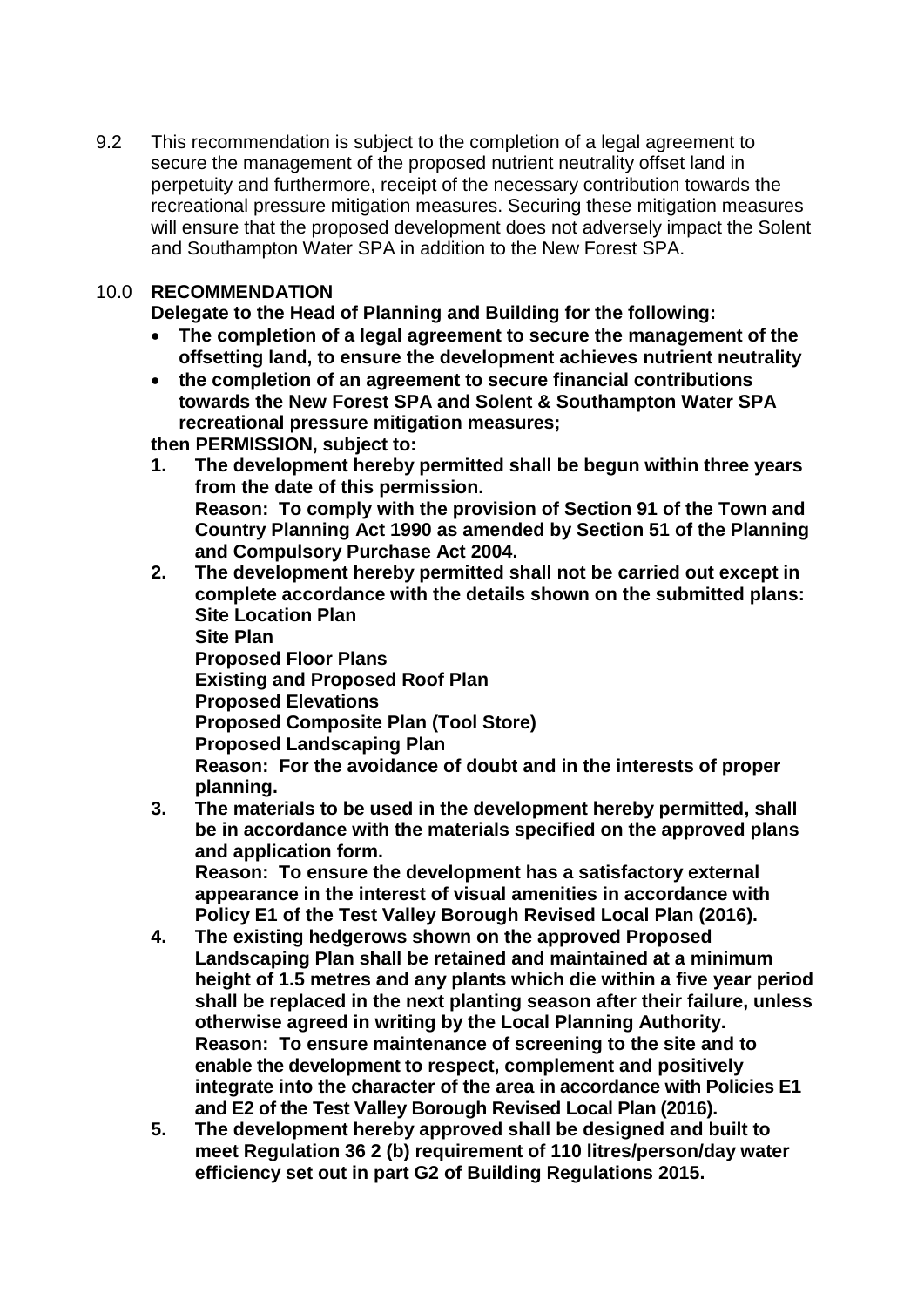9.2 This recommendation is subject to the completion of a legal agreement to secure the management of the proposed nutrient neutrality offset land in perpetuity and furthermore, receipt of the necessary contribution towards the recreational pressure mitigation measures. Securing these mitigation measures will ensure that the proposed development does not adversely impact the Solent and Southampton Water SPA in addition to the New Forest SPA.

## 10.0 RECOMMENDATION

**Delegate to the Head of Planning and Building for the following:**

- **The completion of a legal agreement to secure the management of the offsetting land, to ensure the development achieves nutrient neutrality**
- **the completion of an agreement to secure financial contributions towards the New Forest SPA and Solent & Southampton Water SPA recreational pressure mitigation measures;**

**then PERMISSION, subject to:**

1. **The development hereby permitted shall be begun within three years from the date of this permission.**
   **Reason: To comply with the provision of Section 91 of the Town and Country Planning Act 1990 as amended by Section 51 of the Planning and Compulsory Purchase Act 2004.**
2. **The development hereby permitted shall not be carried out except in complete accordance with the details shown on the submitted plans:**
   **Site Location Plan**
   **Site Plan**
   **Proposed Floor Plans**
   **Existing and Proposed Roof Plan**
   **Proposed Elevations**
   **Proposed Composite Plan (Tool Store)**
   **Proposed Landscaping Plan**
   **Reason: For the avoidance of doubt and in the interests of proper planning.**
3. **The materials to be used in the development hereby permitted, shall be in accordance with the materials specified on the approved plans and application form.**
   **Reason: To ensure the development has a satisfactory external appearance in the interest of visual amenities in accordance with Policy E1 of the Test Valley Borough Revised Local Plan (2016).**
4. **The existing hedgerows shown on the approved Proposed Landscaping Plan shall be retained and maintained at a minimum height of 1.5 metres and any plants which die within a five year period shall be replaced in the next planting season after their failure, unless otherwise agreed in writing by the Local Planning Authority.**
   **Reason: To ensure maintenance of screening to the site and to enable the development to respect, complement and positively integrate into the character of the area in accordance with Policies E1 and E2 of the Test Valley Borough Revised Local Plan (2016).**
5. **The development hereby approved shall be designed and built to meet Regulation 36 2 (b) requirement of 110 litres/person/day water efficiency set out in part G2 of Building Regulations 2015.**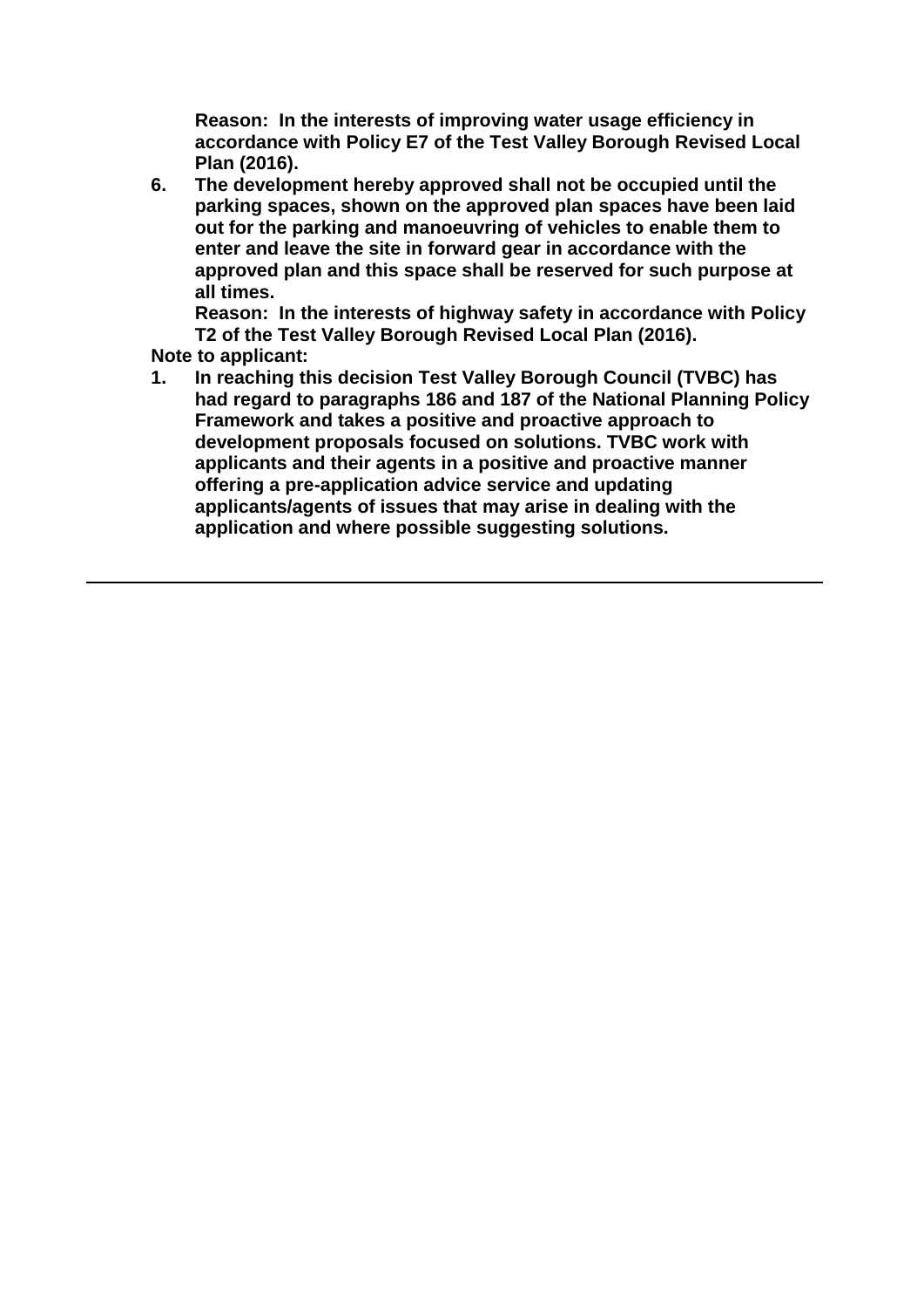**Reason: In the interests of improving water usage efficiency in accordance with Policy E7 of the Test Valley Borough Revised Local Plan (2016).**

6. **The development hereby approved shall not be occupied until the parking spaces, shown on the approved plan spaces have been laid out for the parking and manoeuvring of vehicles to enable them to enter and leave the site in forward gear in accordance with the approved plan and this space shall be reserved for such purpose at all times.**

   **Reason: In the interests of highway safety in accordance with Policy T2 of the Test Valley Borough Revised Local Plan (2016).**

**Note to applicant:**

1. **In reaching this decision Test Valley Borough Council (TVBC) has had regard to paragraphs 186 and 187 of the National Planning Policy Framework and takes a positive and proactive approach to development proposals focused on solutions. TVBC work with applicants and their agents in a positive and proactive manner offering a pre-application advice service and updating applicants/agents of issues that may arise in dealing with the application and where possible suggesting solutions.**

---